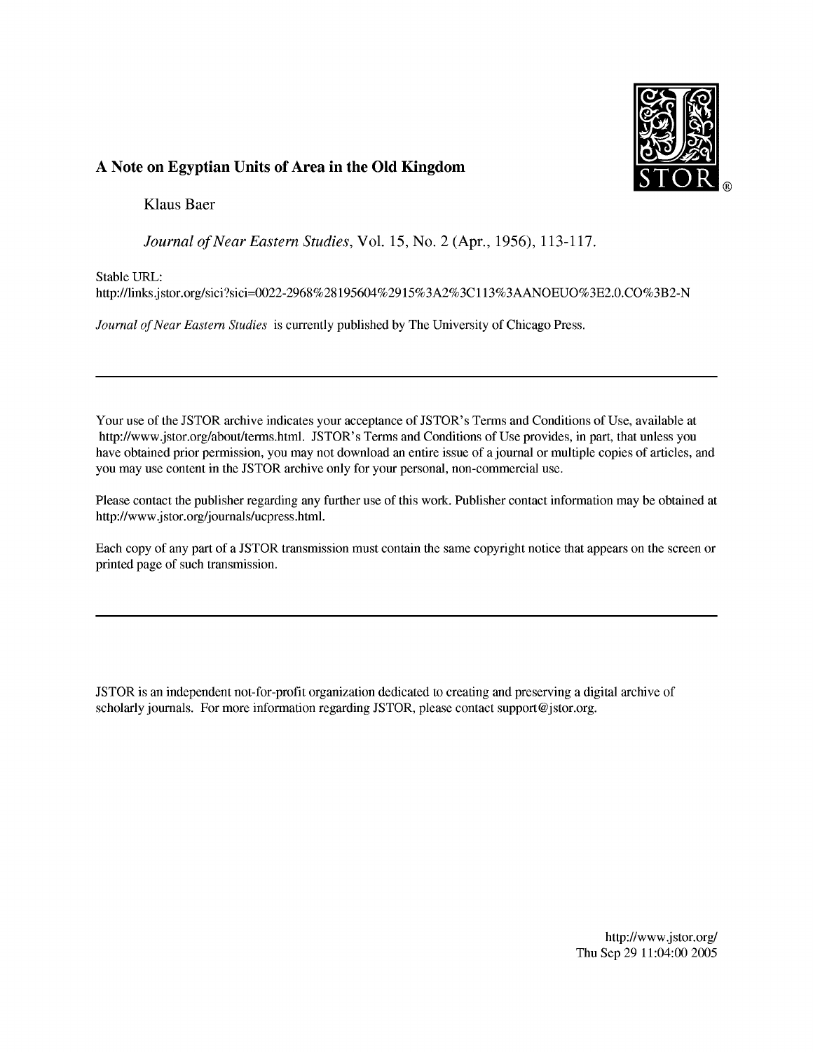# A Note on Egyptian Units of Area in the Old Kingdom

Klaus Baer

*Journal of Near Eastern Studies*, Vol. 15, No. 2 (Apr., 1956), 113-117.

Stable URL:
http://links.jstor.org/sici?sici=0022-2968%28195604%2915%3A2%3C113%3AANOEUO%3E2.0.CO%3B2-N

*Journal of Near Eastern Studies* is currently published by The University of Chicago Press.

---

Your use of the JSTOR archive indicates your acceptance of JSTOR's Terms and Conditions of Use, available at http://www.jstor.org/about/terms.html. JSTOR's Terms and Conditions of Use provides, in part, that unless you have obtained prior permission, you may not download an entire issue of a journal or multiple copies of articles, and you may use content in the JSTOR archive only for your personal, non-commercial use.

Please contact the publisher regarding any further use of this work. Publisher contact information may be obtained at http://www.jstor.org/journals/ucpress.html.

Each copy of any part of a JSTOR transmission must contain the same copyright notice that appears on the screen or printed page of such transmission.

---

JSTOR is an independent not-for-profit organization dedicated to creating and preserving a digital archive of scholarly journals. For more information regarding JSTOR, please contact support@jstor.org.

http://www.jstor.org/
Thu Sep 29 11:04:00 2005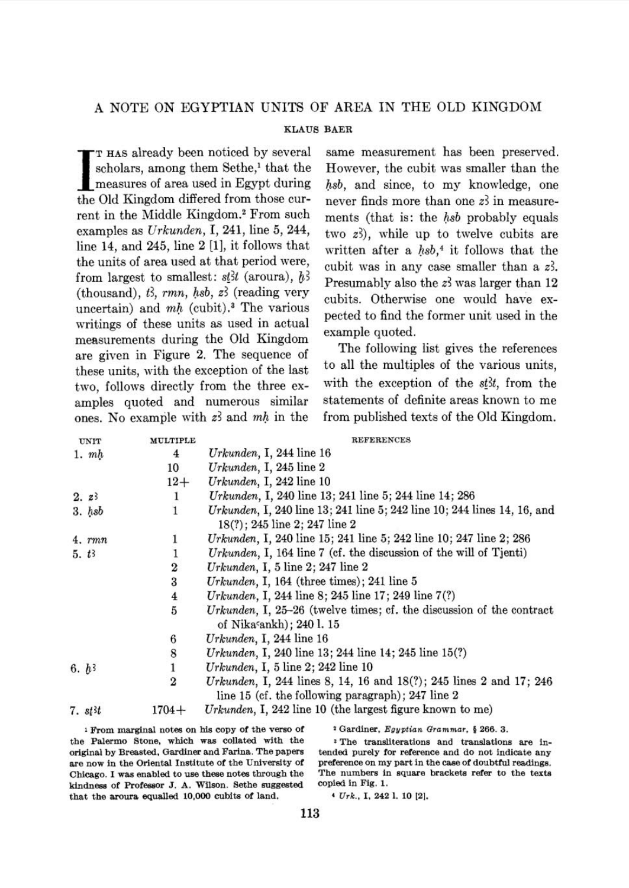# A NOTE ON EGYPTIAN UNITS OF AREA IN THE OLD KINGDOM

KLAUS BAER

It has already been noticed by several scholars, among them Sethe,[1] that the measures of area used in Egypt during the Old Kingdom differed from those current in the Middle Kingdom.[2] From such examples as *Urkunden*, I, 241, line 5, 244, line 14, and 245, line 2 [1], it follows that the units of area used at that period were, from largest to smallest: *sṯꜣt* (aroura), *ḫꜣ* (thousand), *tꜣ*, *rmn*, *ḥsb*, *zꜣ* (reading very uncertain) and *mḥ* (cubit).[3] The various writings of these units as used in actual measurements during the Old Kingdom are given in Figure 2. The sequence of these units, with the exception of the last two, follows directly from the three examples quoted and numerous similar ones. No example with *zꜣ* and *mḥ* in the same measurement has been preserved. However, the cubit was smaller than the *ḥsb*, and since, to my knowledge, one never finds more than one *zꜣ* in measurements (that is: the *ḥsb* probably equals two *zꜣ*), while up to twelve cubits are written after a *ḥsb*,[4] it follows that the cubit was in any case smaller than a *zꜣ*. Presumably also the *zꜣ* was larger than 12 cubits. Otherwise one would have expected to find the former unit used in the example quoted.

The following list gives the references to all the multiples of the various units, with the exception of the *sṯꜣt*, from the statements of definite areas known to me from published texts of the Old Kingdom.

| UNIT | MULTIPLE | REFERENCES |
|---|---|---|
| 1. *mḥ* | 4 | *Urkunden*, I, 244 line 16 |
| | 10 | *Urkunden*, I, 245 line 2 |
| | 12+ | *Urkunden*, I, 242 line 10 |
| 2. *zꜣ* | 1 | *Urkunden*, I, 240 line 13; 241 line 5; 244 line 14; 286 |
| 3. *ḥsb* | 1 | *Urkunden*, I, 240 line 13; 241 line 5; 242 line 10; 244 lines 14, 16, and 18(?); 245 line 2; 247 line 2 |
| 4. *rmn* | 1 | *Urkunden*, I, 240 line 15; 241 line 5; 242 line 10; 247 line 2; 286 |
| 5. *tꜣ* | 1 | *Urkunden*, I, 164 line 7 (cf. the discussion of the will of Tjenti) |
| | 2 | *Urkunden*, I, 5 line 2; 247 line 2 |
| | 3 | *Urkunden*, I, 164 (three times); 241 line 5 |
| | 4 | *Urkunden*, I, 244 line 8; 245 line 17; 249 line 7(?) |
| | 5 | *Urkunden*, I, 25–26 (twelve times; cf. the discussion of the contract of Nikaʿankh); 240 l. 15 |
| | 6 | *Urkunden*, I, 244 line 16 |
| | 8 | *Urkunden*, I, 240 line 13; 244 line 14; 245 line 15(?) |
| 6. *ḫꜣ* | 1 | *Urkunden*, I, 5 line 2; 242 line 10 |
| | 2 | *Urkunden*, I, 244 lines 8, 14, 16 and 18(?); 245 lines 2 and 17; 246 line 15 (cf. the following paragraph); 247 line 2 |
| 7. *sṯꜣt* | 1704+ | *Urkunden*, I, 242 line 10 (the largest figure known to me) |

[1] From marginal notes on his copy of the verso of the Palermo Stone, which was collated with the original by Breasted, Gardiner and Farina. The papers are now in the Oriental Institute of the University of Chicago. I was enabled to use these notes through the kindness of Professor J. A. Wilson. Sethe suggested that the aroura equalled 10,000 cubits of land.

[2] Gardiner, *Egyptian Grammar*, § 266. 3.

[3] The transliterations and translations are intended purely for reference and do not indicate any preference on my part in the case of doubtful readings. The numbers in square brackets refer to the texts copied in Fig. 1.

[4] *Urk.*, I, 242 l. 10 [2].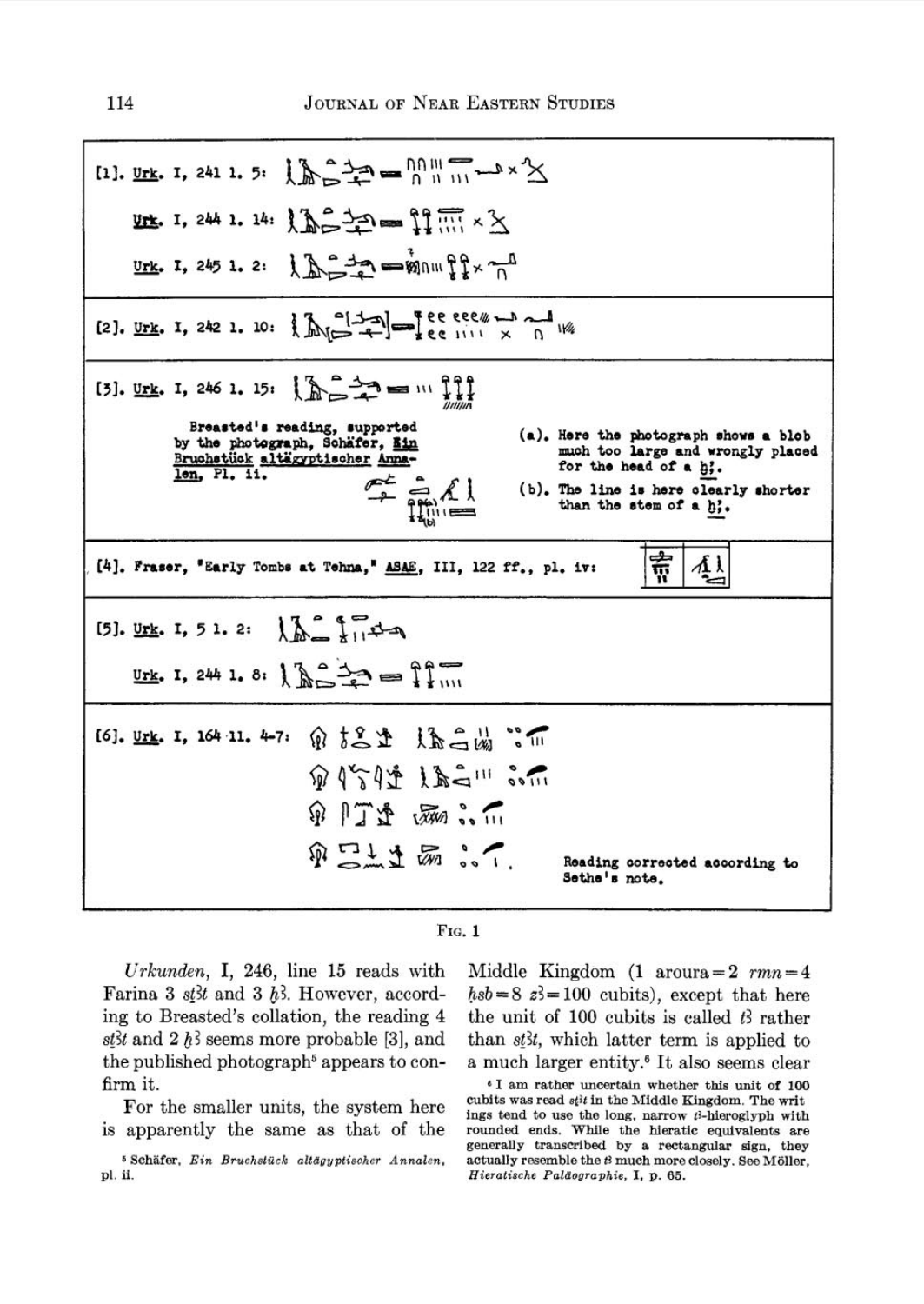[1]. Urk. I, 241 l. 5:

Urk. I, 244 l. 14:

Urk. I, 245 l. 2:

[2]. Urk. I, 242 l. 10:

[3]. Urk. I, 246 l. 15:

Breasted's reading, supported by the photograph, Schäfer, Ein Bruchstück altägyptischer Annalen, Pl. ii.

(a). Here the photograph shows a blob much too large and wrongly placed for the head of a ḫ3.

(b). The line is here clearly shorter than the stem of a ḫ3.

[4]. Fraser, "Early Tombs at Tehna," ASAE, III, 122 ff., pl. iv:

[5]. Urk. I, 5 l. 2:

Urk. I, 244 l. 8:

[6]. Urk. I, 164 ll. 4-7:

Reading corrected according to Sethe's note.

Fig. 1

*Urkunden*, I, 246, line 15 reads with Farina 3 *sṯ3t* and 3 *ḫ3*. However, according to Breasted's collation, the reading 4 *sṯ3t* and 2 *ḫ3* seems more probable [3], and the published photograph[5] appears to confirm it.

For the smaller units, the system here is apparently the same as that of the Middle Kingdom (1 aroura = 2 *rmn* = 4 *ḥsb* = 8 *z3* = 100 cubits), except that here the unit of 100 cubits is called *t3* rather than *sṯ3t*, which latter term is applied to a much larger entity.[6] It also seems clear

[5] Schäfer, *Ein Bruchstück altägyptischer Annalen*, pl. ii.

[6] I am rather uncertain whether this unit of 100 cubits was read *sṯ3t* in the Middle Kingdom. The writings tend to use the long, narrow *t3*-hieroglyph with rounded ends. While the hieratic equivalents are generally transcribed by a rectangular sign, they actually resemble the *t3* much more closely. See Möller, *Hieratische Paläographie*, I, p. 65.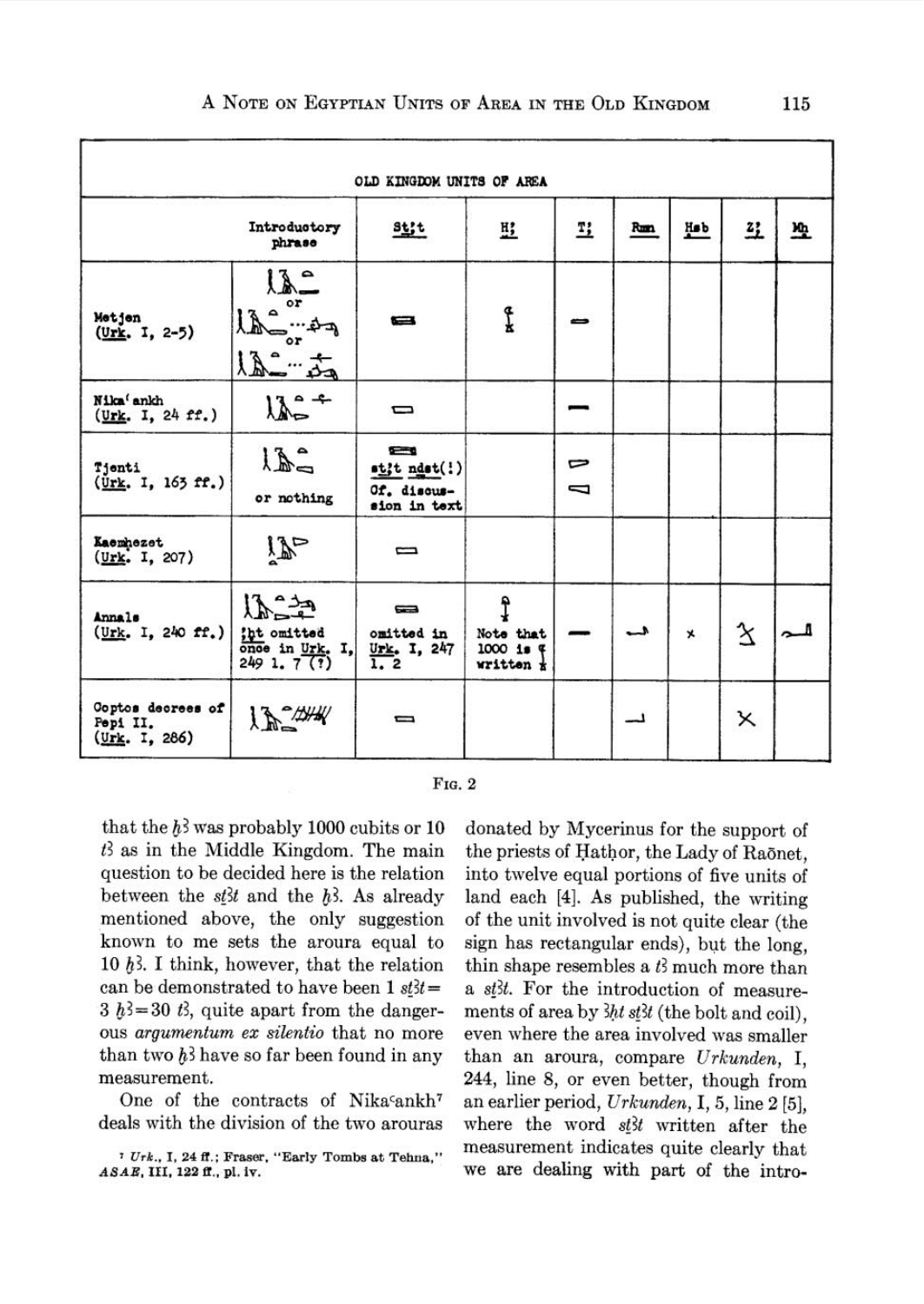| OLD KINGDOM UNITS OF AREA | | | | | | | | |
|---|---|---|---|---|---|---|---|---|
| | Introductory phrase | Sṯ3t | Ḫ3 | T3 | Rmn | Ḥsb | S3 | Mḥ |
| Metjen (Urk. I, 2-5) | [hieroglyphs] or [hieroglyphs] or [hieroglyphs] | [sign] | [sign] | [sign] | | | | |
| Nikaʿankh (Urk. I, 24 ff.) | [hieroglyphs] | [sign] | | [sign] | | | | |
| Tjenti (Urk. I, 163 ff.) | [hieroglyphs] or nothing | [sign] sṯ3t ndst(!) Cf. discussion in text | | [signs] | | | | |
| Kaemḥezet (Urk. I, 207) | [hieroglyphs] | [sign] | | | | | | |
| Annals (Urk. I, 240 ff.) | [hieroglyphs] 3ḥt omitted once in Urk. I, 249 l. 7 (?) | [sign] omitted in Urk. I, 247 l. 2 | [sign] Note that 1000 is [sign] written [sign] | [sign] | [sign] | × | [sign] | [sign] |
| Coptos decrees of Pepi II. (Urk. I, 286) | [hieroglyphs] | [sign] | | | [sign] | | × | |

FIG. 2

that the ḫ3 was probably 1000 cubits or 10 t3 as in the Middle Kingdom. The main question to be decided here is the relation between the sṯ3t and the ḫ3. As already mentioned above, the only suggestion known to me sets the aroura equal to 10 ḫ3. I think, however, that the relation can be demonstrated to have been 1 sṯ3t = 3 ḫ3 = 30 t3, quite apart from the dangerous *argumentum ex silentio* that no more than two ḫ3 have so far been found in any measurement.

One of the contracts of Nikaʿankh[7] deals with the division of the two arouras donated by Mycerinus for the support of the priests of Ḥatḥor, the Lady of Raōnet, into twelve equal portions of five units of land each [4]. As published, the writing of the unit involved is not quite clear (the sign has rectangular ends), but the long, thin shape resembles a t3 much more than a sṯ3t. For the introduction of measurements of area by 3ḥt sṯ3t (the bolt and coil), even where the area involved was smaller than an aroura, compare *Urkunden*, I, 244, line 8, or even better, though from an earlier period, *Urkunden*, I, 5, line 2 [5], where the word sṯ3t written after the measurement indicates quite clearly that we are dealing with part of the intro-

[7] *Urk.*, I, 24 ff.; Fraser, "Early Tombs at Tehna," *ASAE*, III, 122 ff., pl. iv.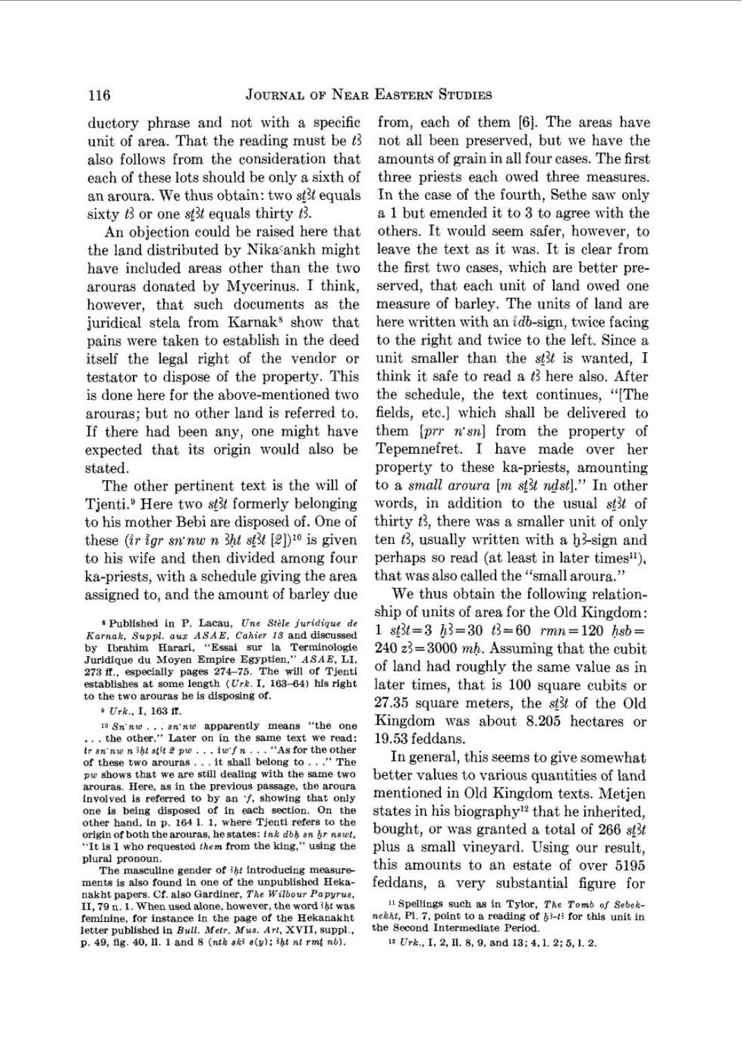ductory phrase and not with a specific unit of area. That the reading must be *tꜣ* also follows from the consideration that each of these lots should be only a sixth of an aroura. We thus obtain: two *sṯꜣt* equals sixty *tꜣ* or one *sṯꜣt* equals thirty *tꜣ*.

An objection could be raised here that the land distributed by Nikaʿankh might have included areas other than the two arouras donated by Mycerinus. I think, however, that such documents as the juridical stela from Karnak[8] show that pains were taken to establish in the deed itself the legal right of the vendor or testator to dispose of the property. This is done here for the above-mentioned two arouras; but no other land is referred to. If there had been any, one might have expected that its origin would also be stated.

The other pertinent text is the will of Tjenti.[9] Here two *sṯꜣt* formerly belonging to his mother Bebi are disposed of. One of these (*ir ỉgr sn·nw n ꜣḥt sṯꜣt [2]*)[10] is given to his wife and then divided among four ka-priests, with a schedule giving the area assigned to, and the amount of barley due from, each of them [6]. The areas have not all been preserved, but we have the amounts of grain in all four cases. The first three priests each owed three measures. In the case of the fourth, Sethe saw only a 1 but emended it to 3 to agree with the others. It would seem safer, however, to leave the text as it was. It is clear from the first two cases, which are better preserved, that each unit of land owed one measure of barley. The units of land are here written with an *ỉdb*-sign, twice facing to the right and twice to the left. Since a unit smaller than the *sṯꜣt* is wanted, I think it safe to read a *tꜣ* here also. After the schedule, the text continues, "[The fields, etc.] which shall be delivered to them [*prr n·sn*] from the property of Tepemnefret. I have made over her property to these ka-priests, amounting to a *small aroura* [*m sṯꜣt nḏst*]." In other words, in addition to the usual *sṯꜣt* of thirty *tꜣ*, there was a smaller unit of only ten *tꜣ*, usually written with a ḫꜣ-sign and perhaps so read (at least in later times[11]), that was also called the "small aroura."

We thus obtain the following relationship of units of area for the Old Kingdom: 1 *sṯꜣt*=3 *ḫꜣ*=30 *tꜣ*=60 *rmn*=120 *ḥsb*=240 *zꜣ*=3000 *mḥ*. Assuming that the cubit of land had roughly the same value as in later times, that is 100 square cubits or 27.35 square meters, the *sṯꜣt* of the Old Kingdom was about 8.205 hectares or 19.53 feddans.

In general, this seems to give somewhat better values to various quantities of land mentioned in Old Kingdom texts. Metjen states in his biography[12] that he inherited, bought, or was granted a total of 266 *sṯꜣt* plus a small vineyard. Using our result, this amounts to an estate of over 5195 feddans, a very substantial figure for

---

[8] Published in P. Lacau, *Une Stèle juridique de Karnak, Suppl. aux ASAE, Cahier 13* and discussed by Ibrahim Harari, "Essai sur la Terminologie Juridique du Moyen Empire Egyptien," *ASAE*, LI, 273 ff., especially pages 274–75. The will of Tjenti establishes at some length (*Urk.* I, 163–64) his right to the two arouras he is disposing of.

[9] *Urk.*, I, 163 ff.

[10] *Sn·nw . . . sn·nw* apparently means "the one . . . the other." Later on in the same text we read: *ir sn·nw n ꜣḥt sṯꜣt 2 pw . . . iw·f n . . .* "As for the other of these two arouras . . . it shall belong to . . ." The *pw* shows that we are still dealing with the same two arouras. Here, as in the previous passage, the aroura involved is referred to by an *·f*, showing that only one is being disposed of in each section. On the other hand, in p. 164 l. 1, where Tjenti refers to the origin of both the arouras, he states: *ink dbḥ sn ḫr nswt*, "It is I who requested *them* from the king," using the plural pronoun.

The masculine gender of *ꜣḥt* introducing measurements is also found in one of the unpublished Hekanakht papers. Cf. also Gardiner, *The Wilbour Papyrus*, II, 79 n. 1. When used alone, however, the word *ꜣḥt* was feminine, for instance in the page of the Hekanakht letter published in *Bull. Metr. Mus. Art*, XVII, suppl., p. 49, fig. 40, ll. 1 and 8 (*ntk skꜣ s(y); ꜣḥt nt rmṯ nb*).

[11] Spellings such as in Tylor, *The Tomb of Sebeknekht*, Pl. 7, point to a reading of *ḫꜣ-tꜣ* for this unit in the Second Intermediate Period.

[12] *Urk.*, I, 2, ll. 8, 9, and 13; 4, l. 2; 5, l. 2.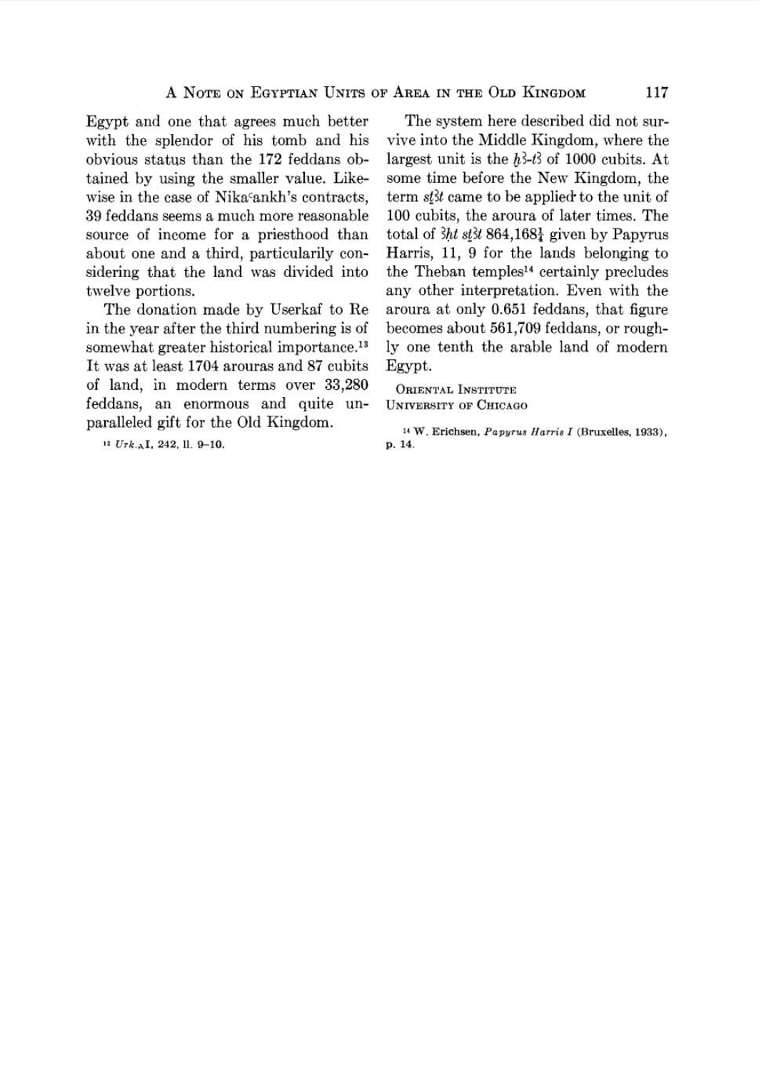Egypt and one that agrees much better with the splendor of his tomb and his obvious status than the 172 feddans obtained by using the smaller value. Likewise in the case of Nikaʿankh's contracts, 39 feddans seems a much more reasonable source of income for a priesthood than about one and a third, particularily considering that the land was divided into twelve portions.

The donation made by Userkaf to Re in the year after the third numbering is of somewhat greater historical importance.[13] It was at least 1704 arouras and 87 cubits of land, in modern terms over 33,280 feddans, an enormous and quite unparalleled gift for the Old Kingdom.

[13] *Urk.*,A I, 242, ll. 9–10.

The system here described did not survive into the Middle Kingdom, where the largest unit is the *ḫ3-t3* of 1000 cubits. At some time before the New Kingdom, the term *sṯ3t* came to be applied to the unit of 100 cubits, the aroura of later times. The total of *3ḥt sṯ3t* 864,168¼ given by Papyrus Harris, 11, 9 for the lands belonging to the Theban temples[14] certainly precludes any other interpretation. Even with the aroura at only 0.651 feddans, that figure becomes about 561,709 feddans, or roughly one tenth the arable land of modern Egypt.

Oriental Institute
University of Chicago

[14] W. Erichsen, *Papyrus Harris I* (Bruxelles, 1933), p. 14.